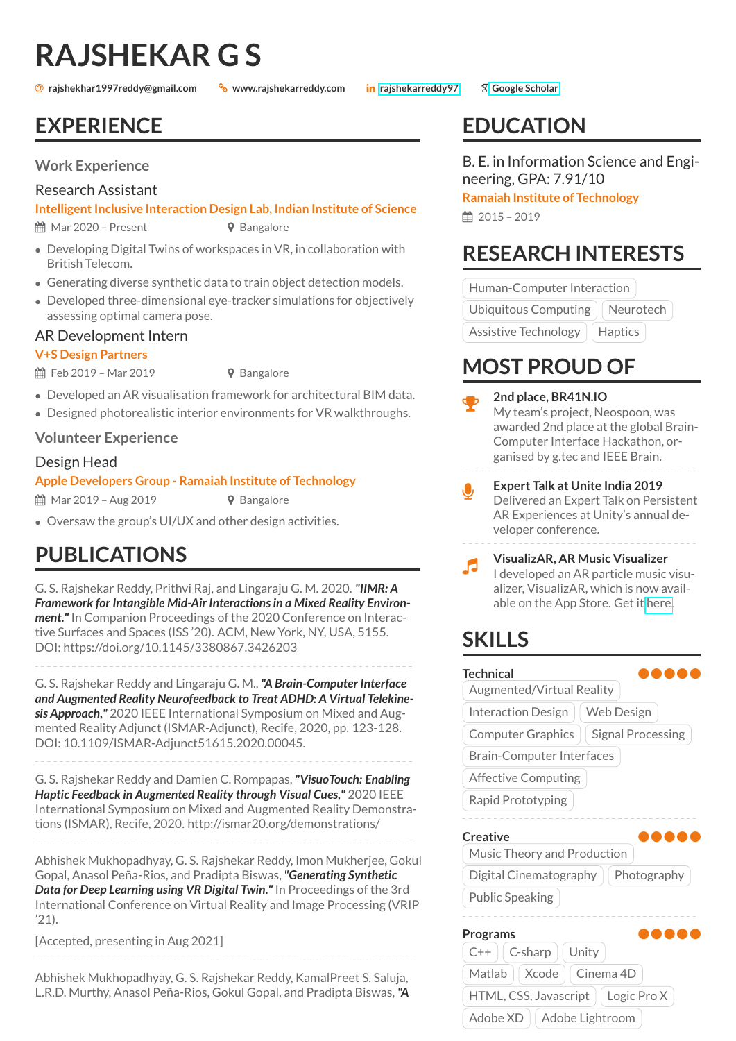# RAJSHEKAR G S

@ rajshekhar1997reddy@gmail.com | www.rajshekarreddy.com | in rajshekarreddy97 | Google Scholar

## EXPERIENCE

### Work Experience

**Research Assistant**
**Intelligent Inclusive Interaction Design Lab, Indian Institute of Science**
Mar 2020 – Present | Bangalore

- Developing Digital Twins of workspaces in VR, in collaboration with British Telecom.
- Generating diverse synthetic data to train object detection models.
- Developed three-dimensional eye-tracker simulations for objectively assessing optimal camera pose.

**AR Development Intern**
**V+S Design Partners**
Feb 2019 – Mar 2019 | Bangalore

- Developed an AR visualisation framework for architectural BIM data.
- Designed photorealistic interior environments for VR walkthroughs.

### Volunteer Experience

**Design Head**
**Apple Developers Group - Ramaiah Institute of Technology**
Mar 2019 – Aug 2019 | Bangalore

- Oversaw the group's UI/UX and other design activities.

## PUBLICATIONS

G. S. Rajshekar Reddy, Prithvi Raj, and Lingaraju G. M. 2020. ***"IIMR: A Framework for Intangible Mid-Air Interactions in a Mixed Reality Environment."*** In Companion Proceedings of the 2020 Conference on Interactive Surfaces and Spaces (ISS '20). ACM, New York, NY, USA, 5155. DOI: https://doi.org/10.1145/3380867.3426203

---

G. S. Rajshekar Reddy and Lingaraju G. M., ***"A Brain-Computer Interface and Augmented Reality Neurofeedback to Treat ADHD: A Virtual Telekinesis Approach,"*** 2020 IEEE International Symposium on Mixed and Augmented Reality Adjunct (ISMAR-Adjunct), Recife, 2020, pp. 123-128. DOI: 10.1109/ISMAR-Adjunct51615.2020.00045.

---

G. S. Rajshekar Reddy and Damien C. Rompapas, ***"VisuoTouch: Enabling Haptic Feedback in Augmented Reality through Visual Cues,"*** 2020 IEEE International Symposium on Mixed and Augmented Reality Demonstrations (ISMAR), Recife, 2020. http://ismar20.org/demonstrations/

---

Abhishek Mukhopadhyay, G. S. Rajshekar Reddy, Imon Mukherjee, Gokul Gopal, Anasol Peña-Rios, and Pradipta Biswas, ***"Generating Synthetic Data for Deep Learning using VR Digital Twin."*** In Proceedings of the 3rd International Conference on Virtual Reality and Image Processing (VRIP '21).

[Accepted, presenting in Aug 2021]

---

Abhishek Mukhopadhyay, G. S. Rajshekar Reddy, KamalPreet S. Saluja, L.R.D. Murthy, Anasol Peña-Rios, Gokul Gopal, and Pradipta Biswas, ***"A***

## EDUCATION

B. E. in Information Science and Engineering, GPA: 7.91/10
**Ramaiah Institute of Technology**
2015 – 2019

## RESEARCH INTERESTS

Human-Computer Interaction | Ubiquitous Computing | Neurotech | Assistive Technology | Haptics

## MOST PROUD OF

**2nd place, BR41N.IO**
My team's project, Neospoon, was awarded 2nd place at the global Brain-Computer Interface Hackathon, organised by g.tec and IEEE Brain.

**Expert Talk at Unite India 2019**
Delivered an Expert Talk on Persistent AR Experiences at Unity's annual developer conference.

**VisualizAR, AR Music Visualizer**
I developed an AR particle music visualizer, VisualizAR, which is now available on the App Store. Get it here.

## SKILLS

**Technical** ●●●●●
Augmented/Virtual Reality | Interaction Design | Web Design | Computer Graphics | Signal Processing | Brain-Computer Interfaces | Affective Computing | Rapid Prototyping

**Creative** ●●●●●
Music Theory and Production | Digital Cinematography | Photography | Public Speaking

**Programs** ●●●●●
C++ | C-sharp | Unity | Matlab | Xcode | Cinema 4D | HTML, CSS, Javascript | Logic Pro X | Adobe XD | Adobe Lightroom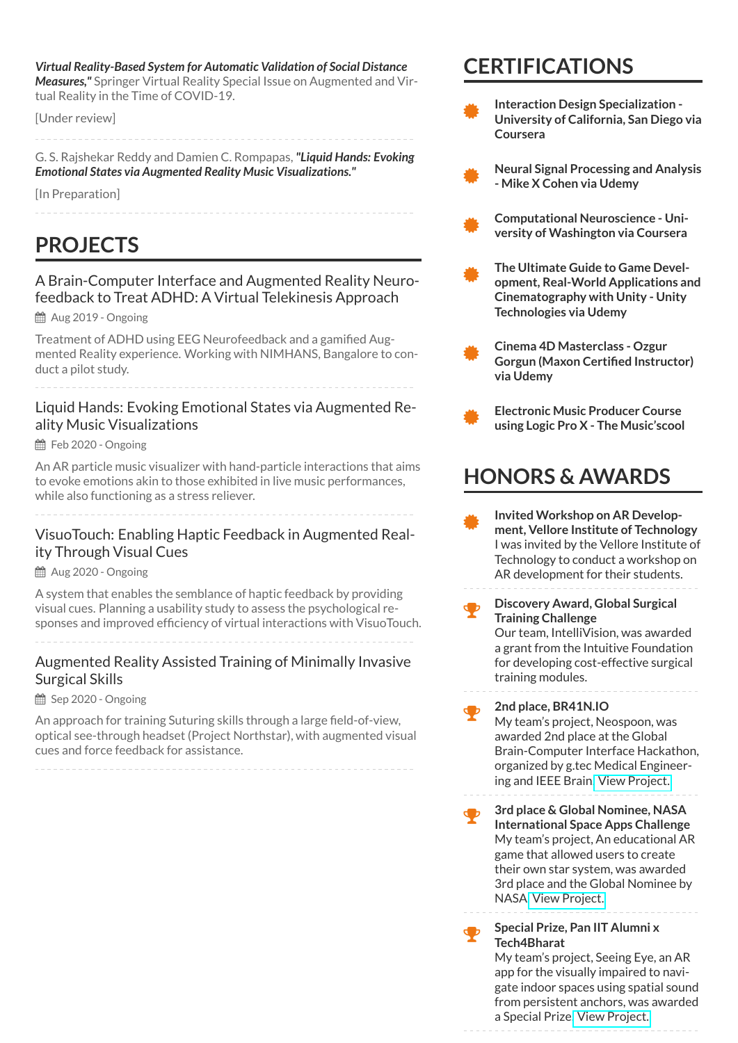***Virtual Reality-Based System for Automatic Validation of Social Distance Measures,"*** Springer Virtual Reality Special Issue on Augmented and Virtual Reality in the Time of COVID-19.

[Under review]

G. S. Rajshekar Reddy and Damien C. Rompapas, ***"Liquid Hands: Evoking Emotional States via Augmented Reality Music Visualizations."***

[In Preparation]

## PROJECTS

### A Brain-Computer Interface and Augmented Reality Neurofeedback to Treat ADHD: A Virtual Telekinesis Approach

Aug 2019 - Ongoing

Treatment of ADHD using EEG Neurofeedback and a gamified Augmented Reality experience. Working with NIMHANS, Bangalore to conduct a pilot study.

### Liquid Hands: Evoking Emotional States via Augmented Reality Music Visualizations

Feb 2020 - Ongoing

An AR particle music visualizer with hand-particle interactions that aims to evoke emotions akin to those exhibited in live music performances, while also functioning as a stress reliever.

### VisuoTouch: Enabling Haptic Feedback in Augmented Reality Through Visual Cues

Aug 2020 - Ongoing

A system that enables the semblance of haptic feedback by providing visual cues. Planning a usability study to assess the psychological responses and improved efficiency of virtual interactions with VisuoTouch.

### Augmented Reality Assisted Training of Minimally Invasive Surgical Skills

Sep 2020 - Ongoing

An approach for training Suturing skills through a large field-of-view, optical see-through headset (Project Northstar), with augmented visual cues and force feedback for assistance.

## CERTIFICATIONS

- **Interaction Design Specialization - University of California, San Diego via Coursera**
- **Neural Signal Processing and Analysis - Mike X Cohen via Udemy**
- **Computational Neuroscience - University of Washington via Coursera**
- **The Ultimate Guide to Game Development, Real-World Applications and Cinematography with Unity - Unity Technologies via Udemy**
- **Cinema 4D Masterclass - Ozgur Gorgun (Maxon Certified Instructor) via Udemy**
- **Electronic Music Producer Course using Logic Pro X - The Music'scool**

## HONORS & AWARDS

**Invited Workshop on AR Development, Vellore Institute of Technology**
I was invited by the Vellore Institute of Technology to conduct a workshop on AR development for their students.

**Discovery Award, Global Surgical Training Challenge**
Our team, IntelliVision, was awarded a grant from the Intuitive Foundation for developing cost-effective surgical training modules.

**2nd place, BR41N.IO**
My team's project, Neospoon, was awarded 2nd place at the Global Brain-Computer Interface Hackathon, organized by g.tec Medical Engineering and IEEE Brain. View Project.

**3rd place & Global Nominee, NASA International Space Apps Challenge**
My team's project, An educational AR game that allowed users to create their own star system, was awarded 3rd place and the Global Nominee by NASA. View Project.

**Special Prize, Pan IIT Alumni x Tech4Bharat**
My team's project, Seeing Eye, an AR app for the visually impaired to navigate indoor spaces using spatial sound from persistent anchors, was awarded a Special Prize. View Project.